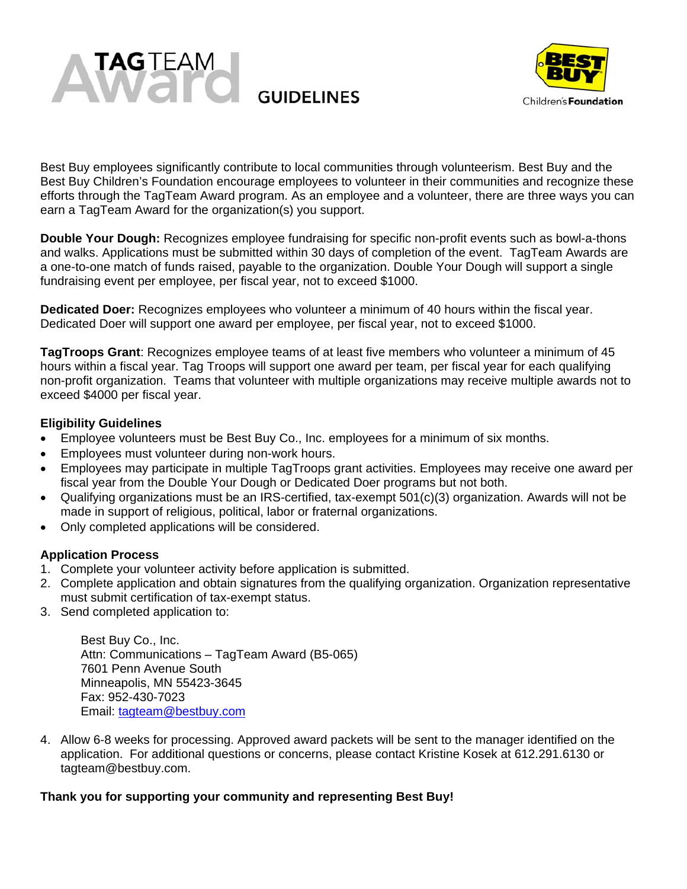# TAG TEAM Award GUIDELINES

Best Buy Children's Foundation

Best Buy employees significantly contribute to local communities through volunteerism. Best Buy and the Best Buy Children's Foundation encourage employees to volunteer in their communities and recognize these efforts through the TagTeam Award program. As an employee and a volunteer, there are three ways you can earn a TagTeam Award for the organization(s) you support.

**Double Your Dough:** Recognizes employee fundraising for specific non-profit events such as bowl-a-thons and walks. Applications must be submitted within 30 days of completion of the event. TagTeam Awards are a one-to-one match of funds raised, payable to the organization. Double Your Dough will support a single fundraising event per employee, per fiscal year, not to exceed $1000.

**Dedicated Doer:** Recognizes employees who volunteer a minimum of 40 hours within the fiscal year. Dedicated Doer will support one award per employee, per fiscal year, not to exceed $1000.

**TagTroops Grant**: Recognizes employee teams of at least five members who volunteer a minimum of 45 hours within a fiscal year. Tag Troops will support one award per team, per fiscal year for each qualifying non-profit organization. Teams that volunteer with multiple organizations may receive multiple awards not to exceed $4000 per fiscal year.

**Eligibility Guidelines**

- Employee volunteers must be Best Buy Co., Inc. employees for a minimum of six months.
- Employees must volunteer during non-work hours.
- Employees may participate in multiple TagTroops grant activities. Employees may receive one award per fiscal year from the Double Your Dough or Dedicated Doer programs but not both.
- Qualifying organizations must be an IRS-certified, tax-exempt 501(c)(3) organization. Awards will not be made in support of religious, political, labor or fraternal organizations.
- Only completed applications will be considered.

**Application Process**

1. Complete your volunteer activity before application is submitted.
2. Complete application and obtain signatures from the qualifying organization. Organization representative must submit certification of tax-exempt status.
3. Send completed application to:

   Best Buy Co., Inc.
   Attn: Communications – TagTeam Award (B5-065)
   7601 Penn Avenue South
   Minneapolis, MN 55423-3645
   Fax: 952-430-7023
   Email: tagteam@bestbuy.com

4. Allow 6-8 weeks for processing. Approved award packets will be sent to the manager identified on the application. For additional questions or concerns, please contact Kristine Kosek at 612.291.6130 or tagteam@bestbuy.com.

**Thank you for supporting your community and representing Best Buy!**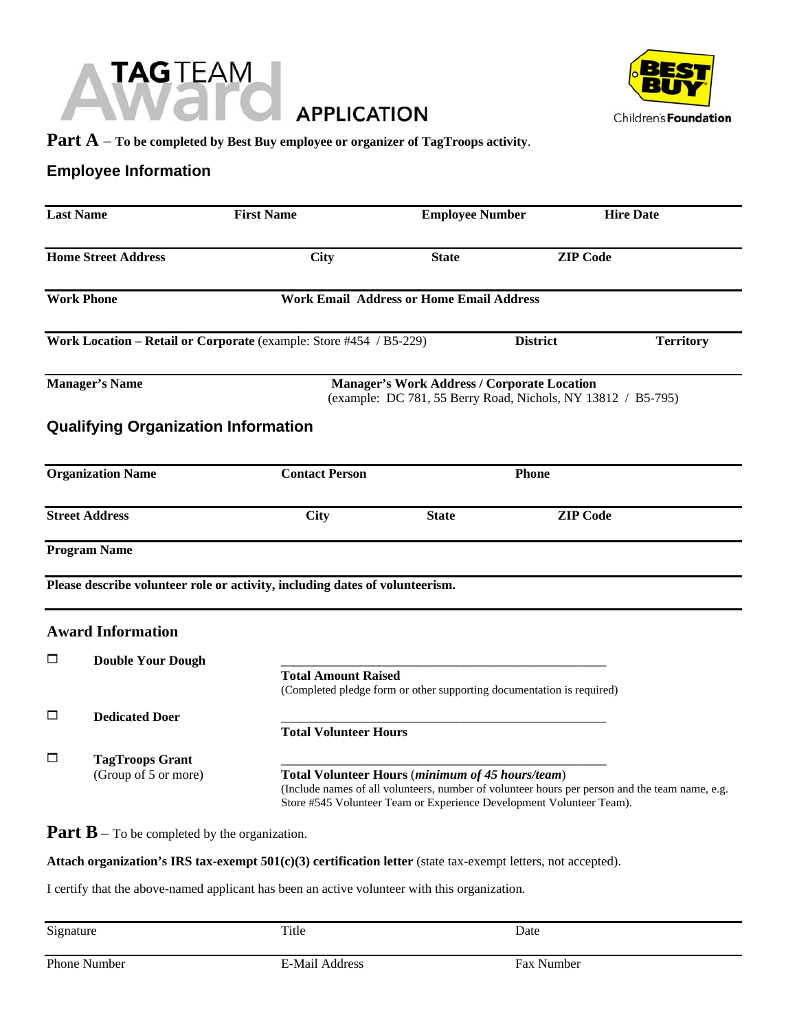# TAG TEAM Award APPLICATION

Best Buy Children's Foundation

**Part A** – **To be completed by Best Buy employee or organizer of TagTroops activity**.

## Employee Information

| Last Name | First Name | Employee Number | Hire Date |
|---|---|---|---|

| Home Street Address | City | State | ZIP Code |
|---|---|---|---|

| Work Phone | Work Email Address or Home Email Address |
|---|---|

| Work Location – Retail or Corporate (example: Store #454 / B5-229) | District | Territory |
|---|---|---|

| Manager's Name | Manager's Work Address / Corporate Location (example: DC 781, 55 Berry Road, Nichols, NY 13812 / B5-795) |
|---|---|

## Qualifying Organization Information

| Organization Name | Contact Person | Phone |
|---|---|---|

| Street Address | City | State | ZIP Code |
|---|---|---|---|

**Program Name**

**Please describe volunteer role or activity, including dates of volunteerism.**

### Award Information

☐ **Double Your Dough**

\_\_\_\_\_\_\_\_\_\_\_\_\_\_\_\_\_\_\_\_\_\_\_\_\_\_\_\_\_\_\_\_\_\_\_\_\_\_\_\_\_\_\_\_

**Total Amount Raised**
(Completed pledge form or other supporting documentation is required)

☐ **Dedicated Doer**

\_\_\_\_\_\_\_\_\_\_\_\_\_\_\_\_\_\_\_\_\_\_\_\_\_\_\_\_\_\_\_\_\_\_\_\_\_\_\_\_\_\_\_\_

**Total Volunteer Hours**

☐ **TagTroops Grant**
(Group of 5 or more)

\_\_\_\_\_\_\_\_\_\_\_\_\_\_\_\_\_\_\_\_\_\_\_\_\_\_\_\_\_\_\_\_\_\_\_\_\_\_\_\_\_\_\_\_

**Total Volunteer Hours** (***minimum of 45 hours/team***)
(Include names of all volunteers, number of volunteer hours per person and the team name, e.g. Store #545 Volunteer Team or Experience Development Volunteer Team).

**Part B** – To be completed by the organization.

**Attach organization's IRS tax-exempt 501(c)(3) certification letter** (state tax-exempt letters, not accepted).

I certify that the above-named applicant has been an active volunteer with this organization.

| Signature | Title | Date |
|---|---|---|

| Phone Number | E-Mail Address | Fax Number |
|---|---|---|